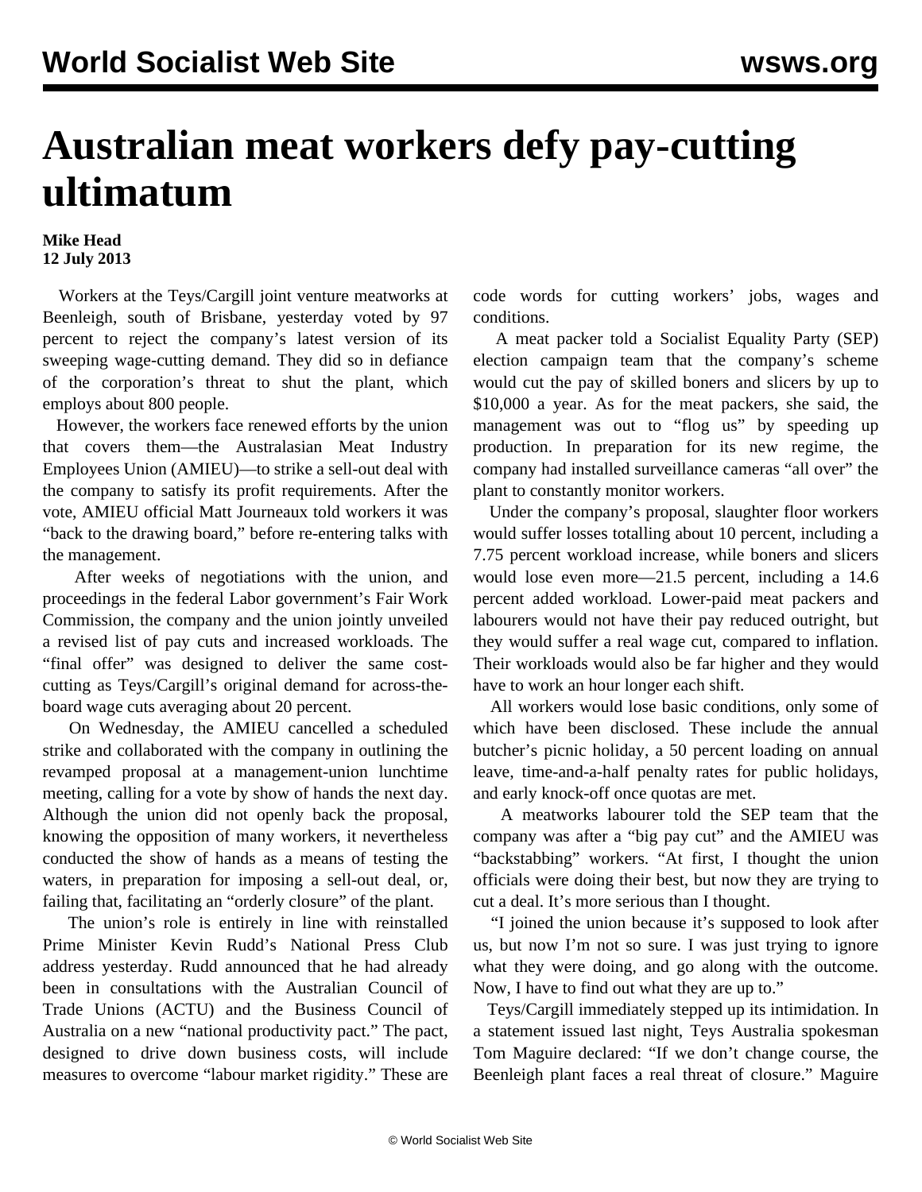# Australian meat workers defy pay-cutting ultimatum

**Mike Head**
**12 July 2013**

Workers at the Teys/Cargill joint venture meatworks at Beenleigh, south of Brisbane, yesterday voted by 97 percent to reject the company's latest version of its sweeping wage-cutting demand. They did so in defiance of the corporation's threat to shut the plant, which employs about 800 people.

However, the workers face renewed efforts by the union that covers them—the Australasian Meat Industry Employees Union (AMIEU)—to strike a sell-out deal with the company to satisfy its profit requirements. After the vote, AMIEU official Matt Journeaux told workers it was "back to the drawing board," before re-entering talks with the management.

After weeks of negotiations with the union, and proceedings in the federal Labor government's Fair Work Commission, the company and the union jointly unveiled a revised list of pay cuts and increased workloads. The "final offer" was designed to deliver the same cost-cutting as Teys/Cargill's original demand for across-the-board wage cuts averaging about 20 percent.

On Wednesday, the AMIEU cancelled a scheduled strike and collaborated with the company in outlining the revamped proposal at a management-union lunchtime meeting, calling for a vote by show of hands the next day. Although the union did not openly back the proposal, knowing the opposition of many workers, it nevertheless conducted the show of hands as a means of testing the waters, in preparation for imposing a sell-out deal, or, failing that, facilitating an "orderly closure" of the plant.

The union's role is entirely in line with reinstalled Prime Minister Kevin Rudd's National Press Club address yesterday. Rudd announced that he had already been in consultations with the Australian Council of Trade Unions (ACTU) and the Business Council of Australia on a new "national productivity pact." The pact, designed to drive down business costs, will include measures to overcome "labour market rigidity." These are code words for cutting workers' jobs, wages and conditions.

A meat packer told a Socialist Equality Party (SEP) election campaign team that the company's scheme would cut the pay of skilled boners and slicers by up to $10,000 a year. As for the meat packers, she said, the management was out to "flog us" by speeding up production. In preparation for its new regime, the company had installed surveillance cameras "all over" the plant to constantly monitor workers.

Under the company's proposal, slaughter floor workers would suffer losses totalling about 10 percent, including a 7.75 percent workload increase, while boners and slicers would lose even more—21.5 percent, including a 14.6 percent added workload. Lower-paid meat packers and labourers would not have their pay reduced outright, but they would suffer a real wage cut, compared to inflation. Their workloads would also be far higher and they would have to work an hour longer each shift.

All workers would lose basic conditions, only some of which have been disclosed. These include the annual butcher's picnic holiday, a 50 percent loading on annual leave, time-and-a-half penalty rates for public holidays, and early knock-off once quotas are met.

A meatworks labourer told the SEP team that the company was after a "big pay cut" and the AMIEU was "backstabbing" workers. "At first, I thought the union officials were doing their best, but now they are trying to cut a deal. It's more serious than I thought.

"I joined the union because it's supposed to look after us, but now I'm not so sure. I was just trying to ignore what they were doing, and go along with the outcome. Now, I have to find out what they are up to."

Teys/Cargill immediately stepped up its intimidation. In a statement issued last night, Teys Australia spokesman Tom Maguire declared: "If we don't change course, the Beenleigh plant faces a real threat of closure." Maguire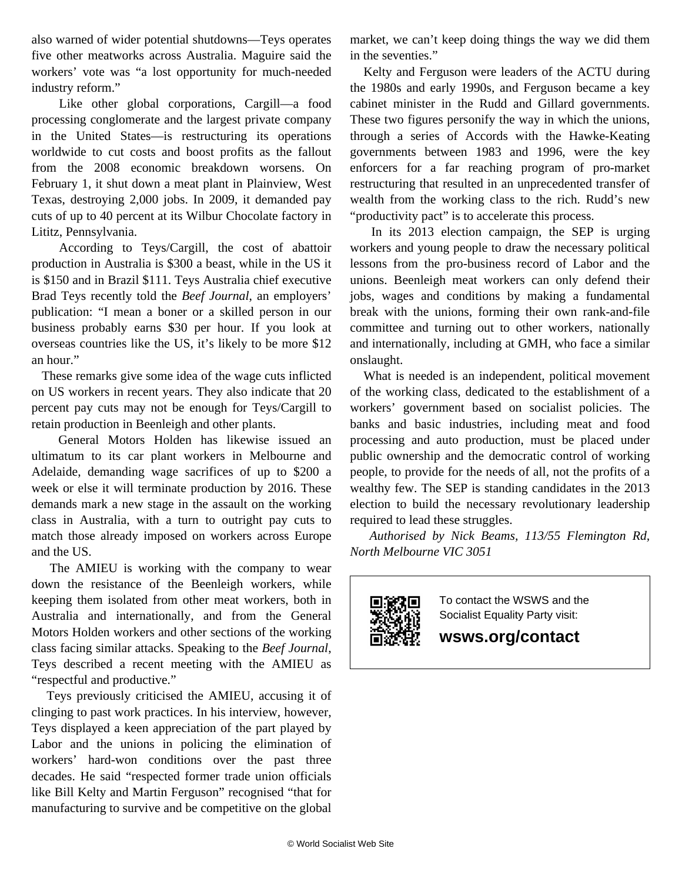also warned of wider potential shutdowns—Teys operates five other meatworks across Australia. Maguire said the workers' vote was "a lost opportunity for much-needed industry reform."

Like other global corporations, Cargill—a food processing conglomerate and the largest private company in the United States—is restructuring its operations worldwide to cut costs and boost profits as the fallout from the 2008 economic breakdown worsens. On February 1, it shut down a meat plant in Plainview, West Texas, destroying 2,000 jobs. In 2009, it demanded pay cuts of up to 40 percent at its Wilbur Chocolate factory in Lititz, Pennsylvania.

According to Teys/Cargill, the cost of abattoir production in Australia is $300 a beast, while in the US it is $150 and in Brazil $111. Teys Australia chief executive Brad Teys recently told the *Beef Journal*, an employers' publication: "I mean a boner or a skilled person in our business probably earns $30 per hour. If you look at overseas countries like the US, it's likely to be more $12 an hour."

These remarks give some idea of the wage cuts inflicted on US workers in recent years. They also indicate that 20 percent pay cuts may not be enough for Teys/Cargill to retain production in Beenleigh and other plants.

General Motors Holden has likewise issued an ultimatum to its car plant workers in Melbourne and Adelaide, demanding wage sacrifices of up to $200 a week or else it will terminate production by 2016. These demands mark a new stage in the assault on the working class in Australia, with a turn to outright pay cuts to match those already imposed on workers across Europe and the US.

The AMIEU is working with the company to wear down the resistance of the Beenleigh workers, while keeping them isolated from other meat workers, both in Australia and internationally, and from the General Motors Holden workers and other sections of the working class facing similar attacks. Speaking to the *Beef Journal*, Teys described a recent meeting with the AMIEU as "respectful and productive."

Teys previously criticised the AMIEU, accusing it of clinging to past work practices. In his interview, however, Teys displayed a keen appreciation of the part played by Labor and the unions in policing the elimination of workers' hard-won conditions over the past three decades. He said "respected former trade union officials like Bill Kelty and Martin Ferguson" recognised "that for manufacturing to survive and be competitive on the global market, we can't keep doing things the way we did them in the seventies."

Kelty and Ferguson were leaders of the ACTU during the 1980s and early 1990s, and Ferguson became a key cabinet minister in the Rudd and Gillard governments. These two figures personify the way in which the unions, through a series of Accords with the Hawke-Keating governments between 1983 and 1996, were the key enforcers for a far reaching program of pro-market restructuring that resulted in an unprecedented transfer of wealth from the working class to the rich. Rudd's new "productivity pact" is to accelerate this process.

In its 2013 election campaign, the SEP is urging workers and young people to draw the necessary political lessons from the pro-business record of Labor and the unions. Beenleigh meat workers can only defend their jobs, wages and conditions by making a fundamental break with the unions, forming their own rank-and-file committee and turning out to other workers, nationally and internationally, including at GMH, who face a similar onslaught.

What is needed is an independent, political movement of the working class, dedicated to the establishment of a workers' government based on socialist policies. The banks and basic industries, including meat and food processing and auto production, must be placed under public ownership and the democratic control of working people, to provide for the needs of all, not the profits of a wealthy few. The SEP is standing candidates in the 2013 election to build the necessary revolutionary leadership required to lead these struggles.

*Authorised by Nick Beams, 113/55 Flemington Rd, North Melbourne VIC 3051*

To contact the WSWS and the Socialist Equality Party visit:

**wsws.org/contact**